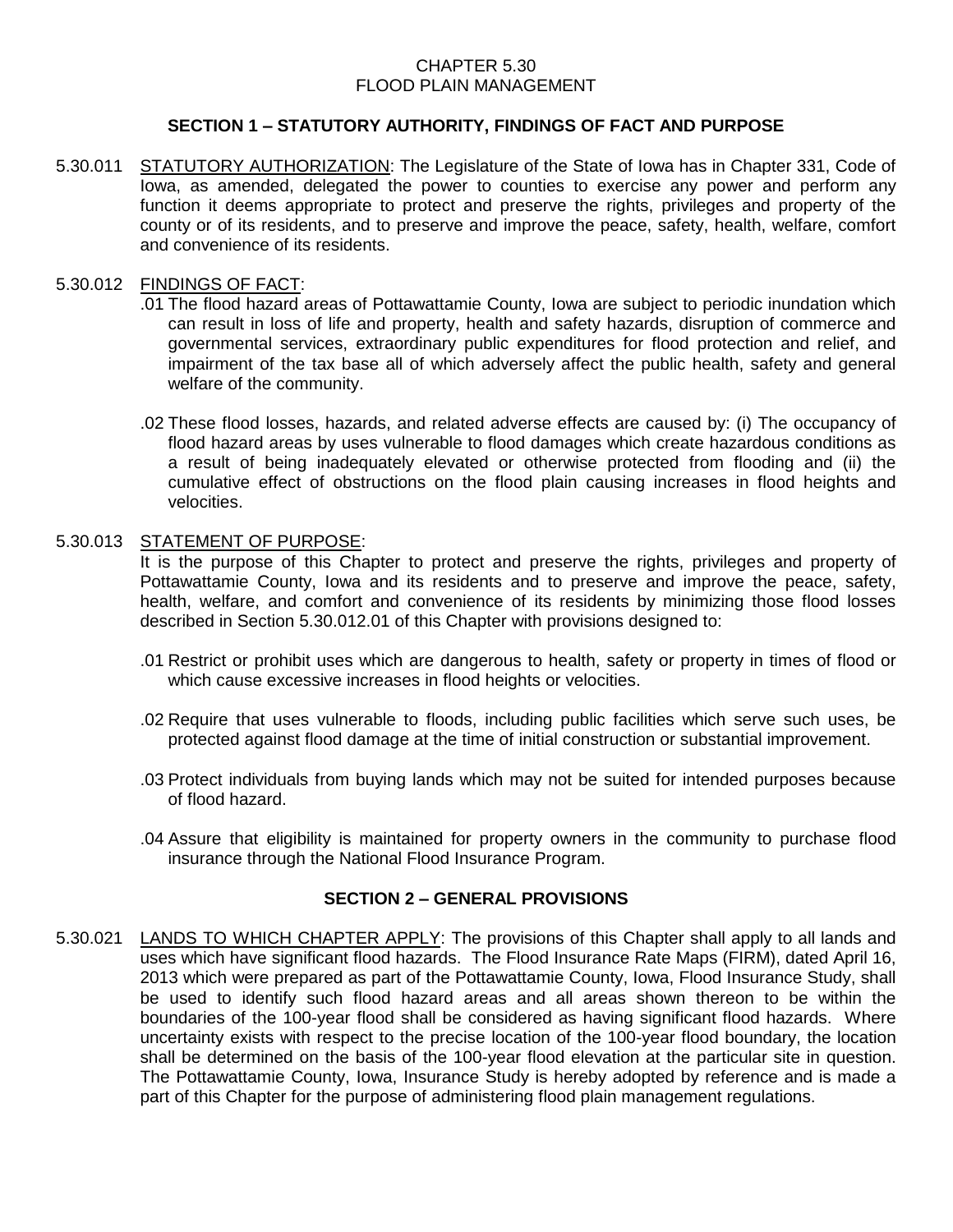# CHAPTER 5.30
# FLOOD PLAIN MANAGEMENT

## SECTION 1 – STATUTORY AUTHORITY, FINDINGS OF FACT AND PURPOSE

5.30.011 STATUTORY AUTHORIZATION: The Legislature of the State of Iowa has in Chapter 331, Code of Iowa, as amended, delegated the power to counties to exercise any power and perform any function it deems appropriate to protect and preserve the rights, privileges and property of the county or of its residents, and to preserve and improve the peace, safety, health, welfare, comfort and convenience of its residents.

5.30.012 FINDINGS OF FACT:

.01 The flood hazard areas of Pottawattamie County, Iowa are subject to periodic inundation which can result in loss of life and property, health and safety hazards, disruption of commerce and governmental services, extraordinary public expenditures for flood protection and relief, and impairment of the tax base all of which adversely affect the public health, safety and general welfare of the community.

.02 These flood losses, hazards, and related adverse effects are caused by: (i) The occupancy of flood hazard areas by uses vulnerable to flood damages which create hazardous conditions as a result of being inadequately elevated or otherwise protected from flooding and (ii) the cumulative effect of obstructions on the flood plain causing increases in flood heights and velocities.

5.30.013 STATEMENT OF PURPOSE:

It is the purpose of this Chapter to protect and preserve the rights, privileges and property of Pottawattamie County, Iowa and its residents and to preserve and improve the peace, safety, health, welfare, and comfort and convenience of its residents by minimizing those flood losses described in Section 5.30.012.01 of this Chapter with provisions designed to:

.01 Restrict or prohibit uses which are dangerous to health, safety or property in times of flood or which cause excessive increases in flood heights or velocities.

.02 Require that uses vulnerable to floods, including public facilities which serve such uses, be protected against flood damage at the time of initial construction or substantial improvement.

.03 Protect individuals from buying lands which may not be suited for intended purposes because of flood hazard.

.04 Assure that eligibility is maintained for property owners in the community to purchase flood insurance through the National Flood Insurance Program.

## SECTION 2 – GENERAL PROVISIONS

5.30.021 LANDS TO WHICH CHAPTER APPLY: The provisions of this Chapter shall apply to all lands and uses which have significant flood hazards. The Flood Insurance Rate Maps (FIRM), dated April 16, 2013 which were prepared as part of the Pottawattamie County, Iowa, Flood Insurance Study, shall be used to identify such flood hazard areas and all areas shown thereon to be within the boundaries of the 100-year flood shall be considered as having significant flood hazards. Where uncertainty exists with respect to the precise location of the 100-year flood boundary, the location shall be determined on the basis of the 100-year flood elevation at the particular site in question. The Pottawattamie County, Iowa, Insurance Study is hereby adopted by reference and is made a part of this Chapter for the purpose of administering flood plain management regulations.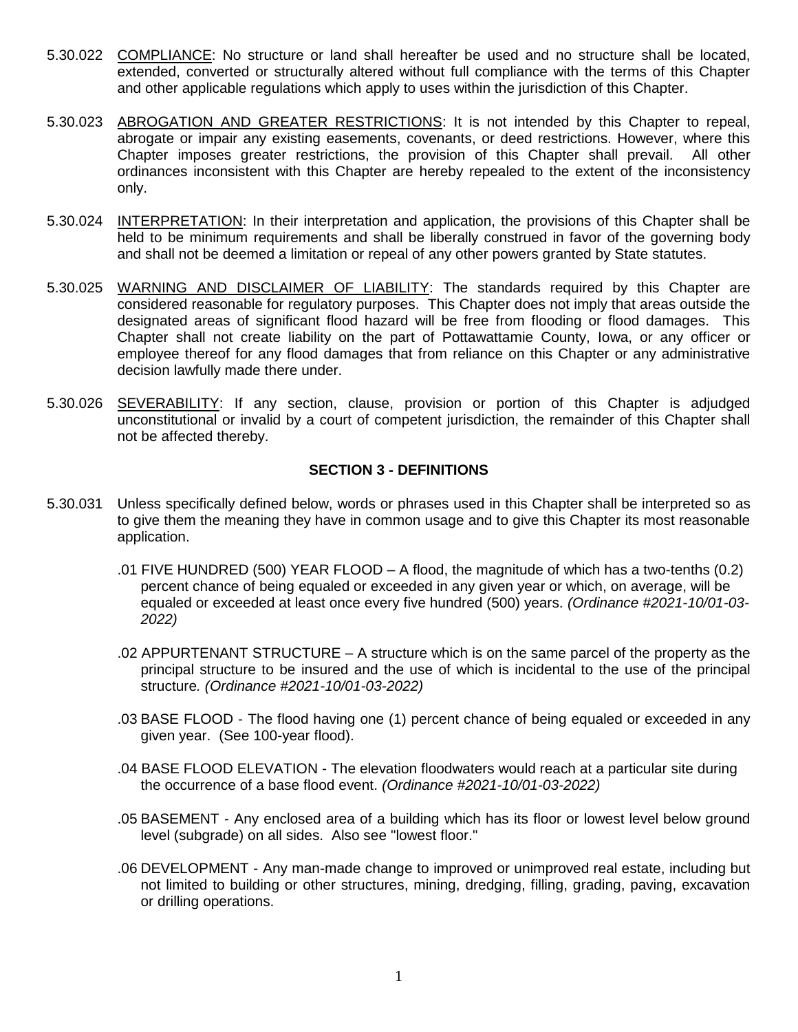5.30.022 COMPLIANCE: No structure or land shall hereafter be used and no structure shall be located, extended, converted or structurally altered without full compliance with the terms of this Chapter and other applicable regulations which apply to uses within the jurisdiction of this Chapter.

5.30.023 ABROGATION AND GREATER RESTRICTIONS: It is not intended by this Chapter to repeal, abrogate or impair any existing easements, covenants, or deed restrictions. However, where this Chapter imposes greater restrictions, the provision of this Chapter shall prevail. All other ordinances inconsistent with this Chapter are hereby repealed to the extent of the inconsistency only.

5.30.024 INTERPRETATION: In their interpretation and application, the provisions of this Chapter shall be held to be minimum requirements and shall be liberally construed in favor of the governing body and shall not be deemed a limitation or repeal of any other powers granted by State statutes.

5.30.025 WARNING AND DISCLAIMER OF LIABILITY: The standards required by this Chapter are considered reasonable for regulatory purposes. This Chapter does not imply that areas outside the designated areas of significant flood hazard will be free from flooding or flood damages. This Chapter shall not create liability on the part of Pottawattamie County, Iowa, or any officer or employee thereof for any flood damages that from reliance on this Chapter or any administrative decision lawfully made there under.

5.30.026 SEVERABILITY: If any section, clause, provision or portion of this Chapter is adjudged unconstitutional or invalid by a court of competent jurisdiction, the remainder of this Chapter shall not be affected thereby.

## SECTION 3 - DEFINITIONS

5.30.031 Unless specifically defined below, words or phrases used in this Chapter shall be interpreted so as to give them the meaning they have in common usage and to give this Chapter its most reasonable application.

.01 FIVE HUNDRED (500) YEAR FLOOD – A flood, the magnitude of which has a two-tenths (0.2) percent chance of being equaled or exceeded in any given year or which, on average, will be equaled or exceeded at least once every five hundred (500) years. *(Ordinance #2021-10/01-03-2022)*

.02 APPURTENANT STRUCTURE – A structure which is on the same parcel of the property as the principal structure to be insured and the use of which is incidental to the use of the principal structure. *(Ordinance #2021-10/01-03-2022)*

.03 BASE FLOOD - The flood having one (1) percent chance of being equaled or exceeded in any given year. (See 100-year flood).

.04 BASE FLOOD ELEVATION - The elevation floodwaters would reach at a particular site during the occurrence of a base flood event. *(Ordinance #2021-10/01-03-2022)*

.05 BASEMENT - Any enclosed area of a building which has its floor or lowest level below ground level (subgrade) on all sides. Also see "lowest floor."

.06 DEVELOPMENT - Any man-made change to improved or unimproved real estate, including but not limited to building or other structures, mining, dredging, filling, grading, paving, excavation or drilling operations.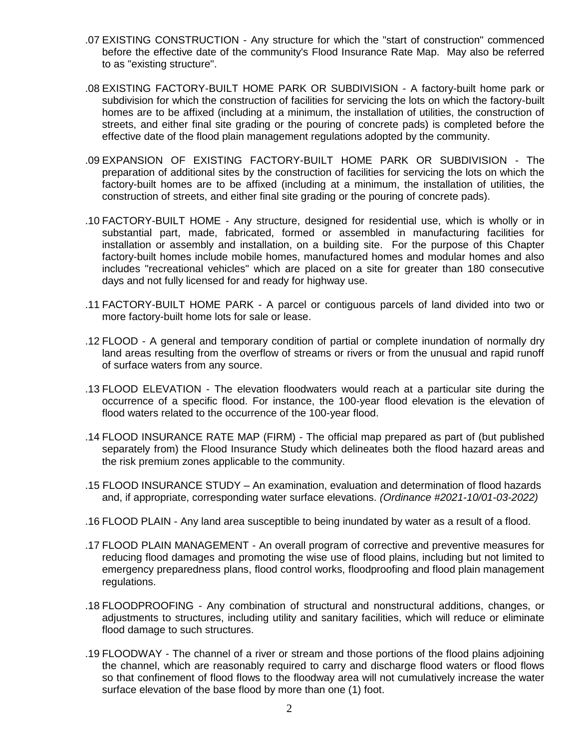.07 EXISTING CONSTRUCTION - Any structure for which the "start of construction" commenced before the effective date of the community's Flood Insurance Rate Map. May also be referred to as "existing structure".

.08 EXISTING FACTORY-BUILT HOME PARK OR SUBDIVISION - A factory-built home park or subdivision for which the construction of facilities for servicing the lots on which the factory-built homes are to be affixed (including at a minimum, the installation of utilities, the construction of streets, and either final site grading or the pouring of concrete pads) is completed before the effective date of the flood plain management regulations adopted by the community.

.09 EXPANSION OF EXISTING FACTORY-BUILT HOME PARK OR SUBDIVISION - The preparation of additional sites by the construction of facilities for servicing the lots on which the factory-built homes are to be affixed (including at a minimum, the installation of utilities, the construction of streets, and either final site grading or the pouring of concrete pads).

.10 FACTORY-BUILT HOME - Any structure, designed for residential use, which is wholly or in substantial part, made, fabricated, formed or assembled in manufacturing facilities for installation or assembly and installation, on a building site. For the purpose of this Chapter factory-built homes include mobile homes, manufactured homes and modular homes and also includes "recreational vehicles" which are placed on a site for greater than 180 consecutive days and not fully licensed for and ready for highway use.

.11 FACTORY-BUILT HOME PARK - A parcel or contiguous parcels of land divided into two or more factory-built home lots for sale or lease.

.12 FLOOD - A general and temporary condition of partial or complete inundation of normally dry land areas resulting from the overflow of streams or rivers or from the unusual and rapid runoff of surface waters from any source.

.13 FLOOD ELEVATION - The elevation floodwaters would reach at a particular site during the occurrence of a specific flood. For instance, the 100-year flood elevation is the elevation of flood waters related to the occurrence of the 100-year flood.

.14 FLOOD INSURANCE RATE MAP (FIRM) - The official map prepared as part of (but published separately from) the Flood Insurance Study which delineates both the flood hazard areas and the risk premium zones applicable to the community.

.15 FLOOD INSURANCE STUDY – An examination, evaluation and determination of flood hazards and, if appropriate, corresponding water surface elevations. *(Ordinance #2021-10/01-03-2022)*

.16 FLOOD PLAIN - Any land area susceptible to being inundated by water as a result of a flood.

.17 FLOOD PLAIN MANAGEMENT - An overall program of corrective and preventive measures for reducing flood damages and promoting the wise use of flood plains, including but not limited to emergency preparedness plans, flood control works, floodproofing and flood plain management regulations.

.18 FLOODPROOFING - Any combination of structural and nonstructural additions, changes, or adjustments to structures, including utility and sanitary facilities, which will reduce or eliminate flood damage to such structures.

.19 FLOODWAY - The channel of a river or stream and those portions of the flood plains adjoining the channel, which are reasonably required to carry and discharge flood waters or flood flows so that confinement of flood flows to the floodway area will not cumulatively increase the water surface elevation of the base flood by more than one (1) foot.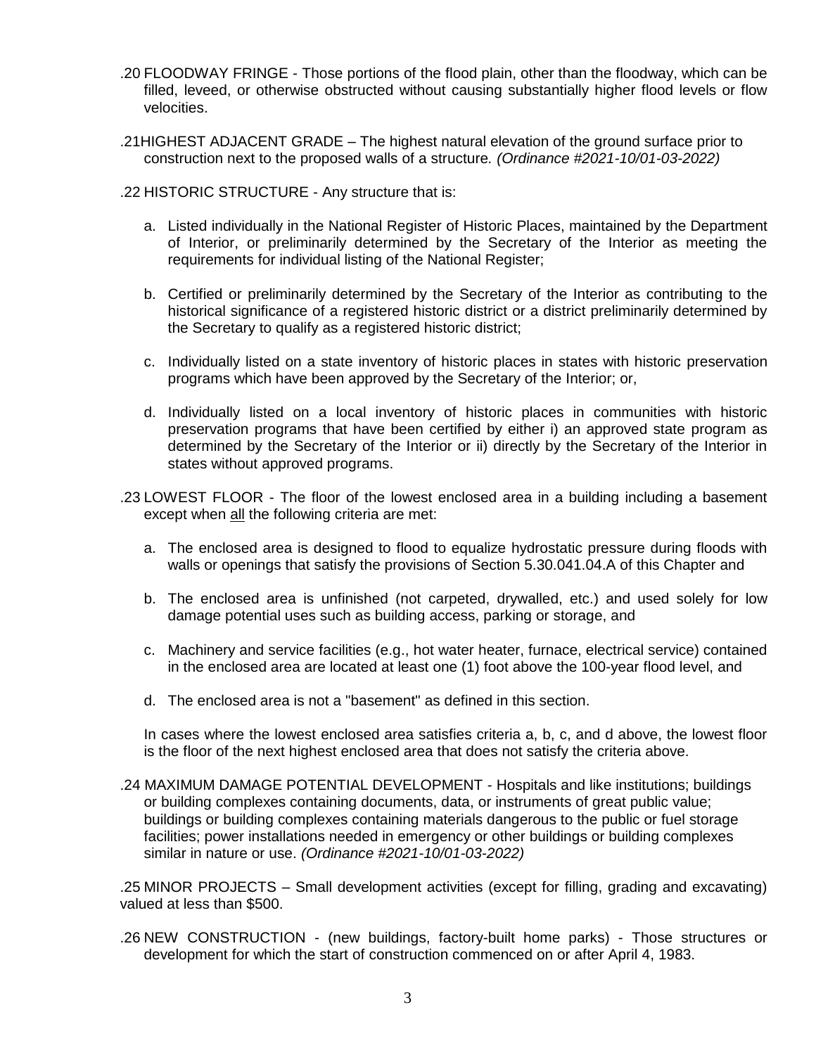.20 FLOODWAY FRINGE - Those portions of the flood plain, other than the floodway, which can be filled, leveed, or otherwise obstructed without causing substantially higher flood levels or flow velocities.

.21 HIGHEST ADJACENT GRADE – The highest natural elevation of the ground surface prior to construction next to the proposed walls of a structure. *(Ordinance #2021-10/01-03-2022)*

.22 HISTORIC STRUCTURE - Any structure that is:

a. Listed individually in the National Register of Historic Places, maintained by the Department of Interior, or preliminarily determined by the Secretary of the Interior as meeting the requirements for individual listing of the National Register;

b. Certified or preliminarily determined by the Secretary of the Interior as contributing to the historical significance of a registered historic district or a district preliminarily determined by the Secretary to qualify as a registered historic district;

c. Individually listed on a state inventory of historic places in states with historic preservation programs which have been approved by the Secretary of the Interior; or,

d. Individually listed on a local inventory of historic places in communities with historic preservation programs that have been certified by either i) an approved state program as determined by the Secretary of the Interior or ii) directly by the Secretary of the Interior in states without approved programs.

.23 LOWEST FLOOR - The floor of the lowest enclosed area in a building including a basement except when all the following criteria are met:

a. The enclosed area is designed to flood to equalize hydrostatic pressure during floods with walls or openings that satisfy the provisions of Section 5.30.041.04.A of this Chapter and

b. The enclosed area is unfinished (not carpeted, drywalled, etc.) and used solely for low damage potential uses such as building access, parking or storage, and

c. Machinery and service facilities (e.g., hot water heater, furnace, electrical service) contained in the enclosed area are located at least one (1) foot above the 100-year flood level, and

d. The enclosed area is not a "basement" as defined in this section.

In cases where the lowest enclosed area satisfies criteria a, b, c, and d above, the lowest floor is the floor of the next highest enclosed area that does not satisfy the criteria above.

.24 MAXIMUM DAMAGE POTENTIAL DEVELOPMENT - Hospitals and like institutions; buildings or building complexes containing documents, data, or instruments of great public value; buildings or building complexes containing materials dangerous to the public or fuel storage facilities; power installations needed in emergency or other buildings or building complexes similar in nature or use. *(Ordinance #2021-10/01-03-2022)*

.25 MINOR PROJECTS – Small development activities (except for filling, grading and excavating) valued at less than $500.

.26 NEW CONSTRUCTION - (new buildings, factory-built home parks) - Those structures or development for which the start of construction commenced on or after April 4, 1983.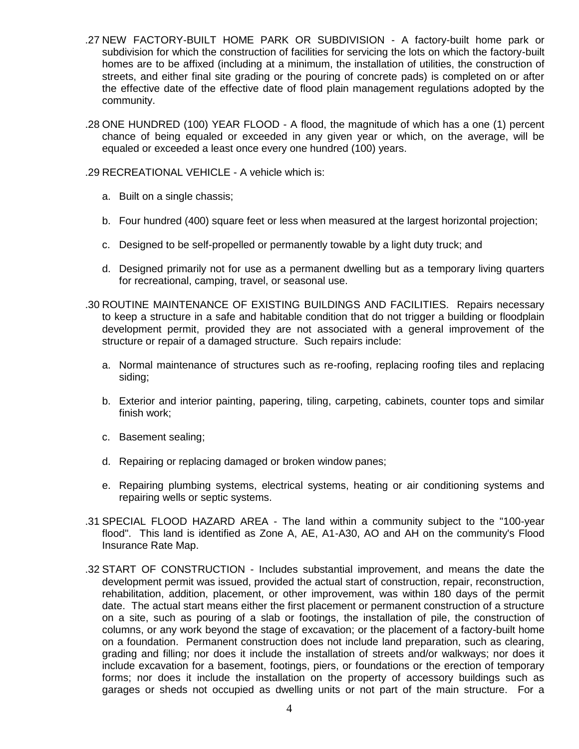.27 NEW FACTORY-BUILT HOME PARK OR SUBDIVISION - A factory-built home park or subdivision for which the construction of facilities for servicing the lots on which the factory-built homes are to be affixed (including at a minimum, the installation of utilities, the construction of streets, and either final site grading or the pouring of concrete pads) is completed on or after the effective date of the effective date of flood plain management regulations adopted by the community.

.28 ONE HUNDRED (100) YEAR FLOOD - A flood, the magnitude of which has a one (1) percent chance of being equaled or exceeded in any given year or which, on the average, will be equaled or exceeded a least once every one hundred (100) years.

.29 RECREATIONAL VEHICLE - A vehicle which is:

a. Built on a single chassis;

b. Four hundred (400) square feet or less when measured at the largest horizontal projection;

c. Designed to be self-propelled or permanently towable by a light duty truck; and

d. Designed primarily not for use as a permanent dwelling but as a temporary living quarters for recreational, camping, travel, or seasonal use.

.30 ROUTINE MAINTENANCE OF EXISTING BUILDINGS AND FACILITIES. Repairs necessary to keep a structure in a safe and habitable condition that do not trigger a building or floodplain development permit, provided they are not associated with a general improvement of the structure or repair of a damaged structure. Such repairs include:

a. Normal maintenance of structures such as re-roofing, replacing roofing tiles and replacing siding;

b. Exterior and interior painting, papering, tiling, carpeting, cabinets, counter tops and similar finish work;

c. Basement sealing;

d. Repairing or replacing damaged or broken window panes;

e. Repairing plumbing systems, electrical systems, heating or air conditioning systems and repairing wells or septic systems.

.31 SPECIAL FLOOD HAZARD AREA - The land within a community subject to the "100-year flood". This land is identified as Zone A, AE, A1-A30, AO and AH on the community's Flood Insurance Rate Map.

.32 START OF CONSTRUCTION - Includes substantial improvement, and means the date the development permit was issued, provided the actual start of construction, repair, reconstruction, rehabilitation, addition, placement, or other improvement, was within 180 days of the permit date. The actual start means either the first placement or permanent construction of a structure on a site, such as pouring of a slab or footings, the installation of pile, the construction of columns, or any work beyond the stage of excavation; or the placement of a factory-built home on a foundation. Permanent construction does not include land preparation, such as clearing, grading and filling; nor does it include the installation of streets and/or walkways; nor does it include excavation for a basement, footings, piers, or foundations or the erection of temporary forms; nor does it include the installation on the property of accessory buildings such as garages or sheds not occupied as dwelling units or not part of the main structure. For a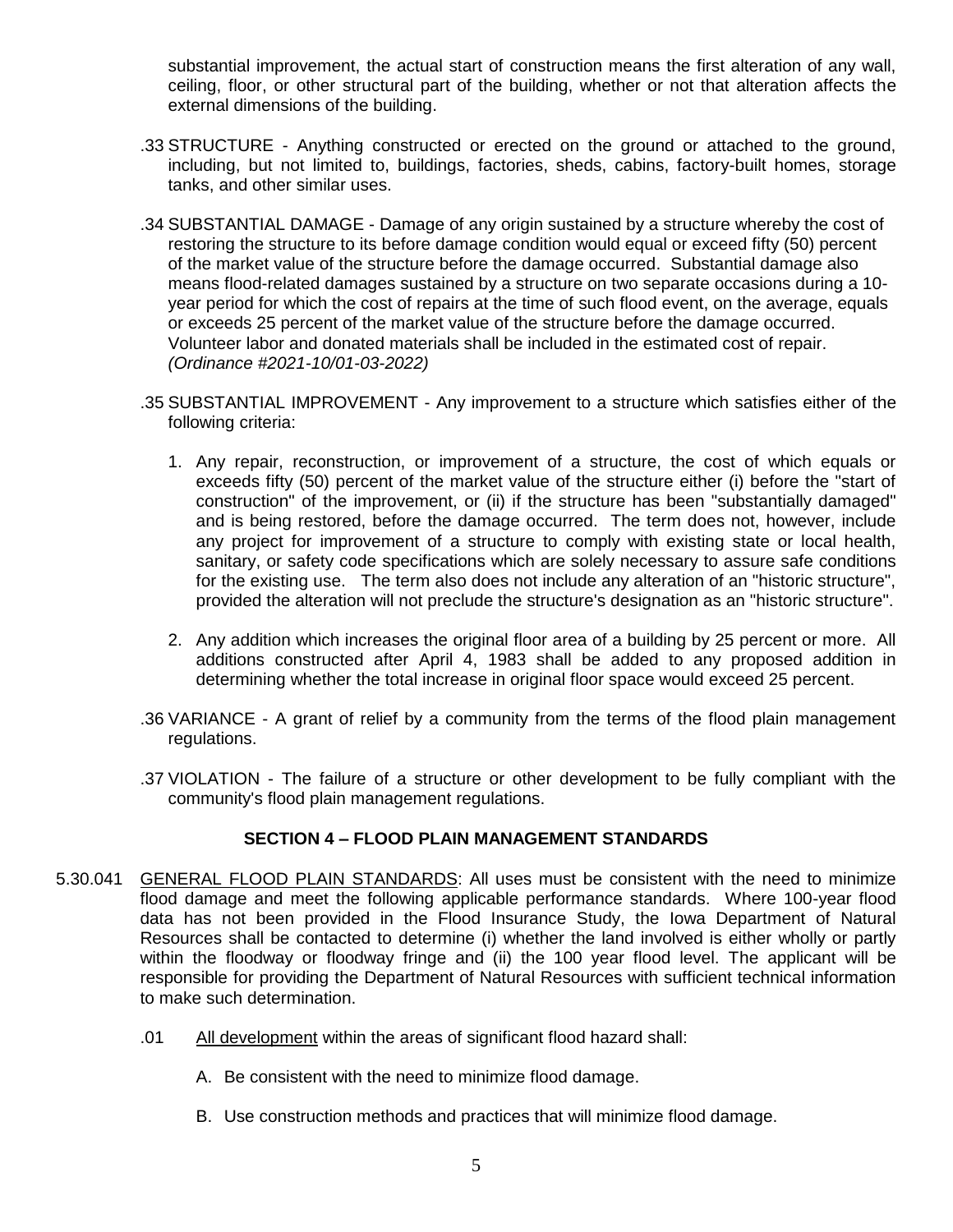substantial improvement, the actual start of construction means the first alteration of any wall, ceiling, floor, or other structural part of the building, whether or not that alteration affects the external dimensions of the building.

.33 STRUCTURE - Anything constructed or erected on the ground or attached to the ground, including, but not limited to, buildings, factories, sheds, cabins, factory-built homes, storage tanks, and other similar uses.

.34 SUBSTANTIAL DAMAGE - Damage of any origin sustained by a structure whereby the cost of restoring the structure to its before damage condition would equal or exceed fifty (50) percent of the market value of the structure before the damage occurred. Substantial damage also means flood-related damages sustained by a structure on two separate occasions during a 10-year period for which the cost of repairs at the time of such flood event, on the average, equals or exceeds 25 percent of the market value of the structure before the damage occurred. Volunteer labor and donated materials shall be included in the estimated cost of repair. *(Ordinance #2021-10/01-03-2022)*

.35 SUBSTANTIAL IMPROVEMENT - Any improvement to a structure which satisfies either of the following criteria:

1. Any repair, reconstruction, or improvement of a structure, the cost of which equals or exceeds fifty (50) percent of the market value of the structure either (i) before the "start of construction" of the improvement, or (ii) if the structure has been "substantially damaged" and is being restored, before the damage occurred. The term does not, however, include any project for improvement of a structure to comply with existing state or local health, sanitary, or safety code specifications which are solely necessary to assure safe conditions for the existing use. The term also does not include any alteration of an "historic structure", provided the alteration will not preclude the structure's designation as an "historic structure".

2. Any addition which increases the original floor area of a building by 25 percent or more. All additions constructed after April 4, 1983 shall be added to any proposed addition in determining whether the total increase in original floor space would exceed 25 percent.

.36 VARIANCE - A grant of relief by a community from the terms of the flood plain management regulations.

.37 VIOLATION - The failure of a structure or other development to be fully compliant with the community's flood plain management regulations.

## SECTION 4 – FLOOD PLAIN MANAGEMENT STANDARDS

5.30.041 GENERAL FLOOD PLAIN STANDARDS: All uses must be consistent with the need to minimize flood damage and meet the following applicable performance standards. Where 100-year flood data has not been provided in the Flood Insurance Study, the Iowa Department of Natural Resources shall be contacted to determine (i) whether the land involved is either wholly or partly within the floodway or floodway fringe and (ii) the 100 year flood level. The applicant will be responsible for providing the Department of Natural Resources with sufficient technical information to make such determination.

.01 All development within the areas of significant flood hazard shall:

A. Be consistent with the need to minimize flood damage.

B. Use construction methods and practices that will minimize flood damage.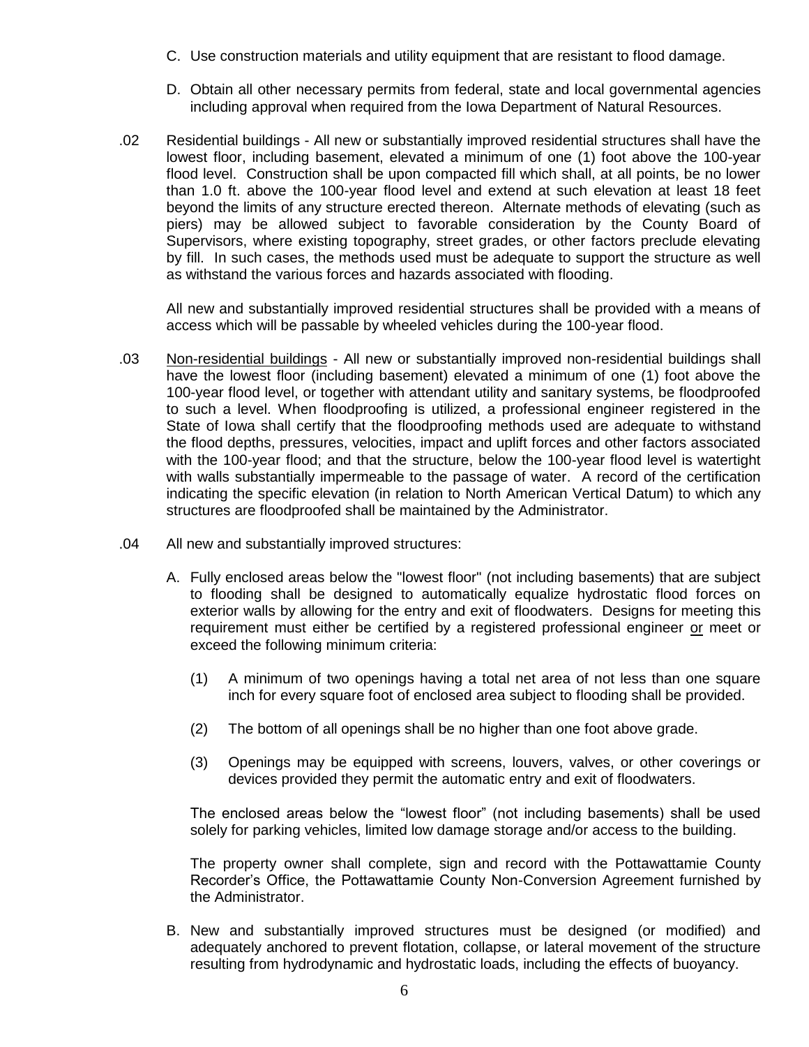C. Use construction materials and utility equipment that are resistant to flood damage.

D. Obtain all other necessary permits from federal, state and local governmental agencies including approval when required from the Iowa Department of Natural Resources.

.02 Residential buildings - All new or substantially improved residential structures shall have the lowest floor, including basement, elevated a minimum of one (1) foot above the 100-year flood level. Construction shall be upon compacted fill which shall, at all points, be no lower than 1.0 ft. above the 100-year flood level and extend at such elevation at least 18 feet beyond the limits of any structure erected thereon. Alternate methods of elevating (such as piers) may be allowed subject to favorable consideration by the County Board of Supervisors, where existing topography, street grades, or other factors preclude elevating by fill. In such cases, the methods used must be adequate to support the structure as well as withstand the various forces and hazards associated with flooding.

All new and substantially improved residential structures shall be provided with a means of access which will be passable by wheeled vehicles during the 100-year flood.

.03 Non-residential buildings - All new or substantially improved non-residential buildings shall have the lowest floor (including basement) elevated a minimum of one (1) foot above the 100-year flood level, or together with attendant utility and sanitary systems, be floodproofed to such a level. When floodproofing is utilized, a professional engineer registered in the State of Iowa shall certify that the floodproofing methods used are adequate to withstand the flood depths, pressures, velocities, impact and uplift forces and other factors associated with the 100-year flood; and that the structure, below the 100-year flood level is watertight with walls substantially impermeable to the passage of water. A record of the certification indicating the specific elevation (in relation to North American Vertical Datum) to which any structures are floodproofed shall be maintained by the Administrator.

.04 All new and substantially improved structures:

A. Fully enclosed areas below the "lowest floor" (not including basements) that are subject to flooding shall be designed to automatically equalize hydrostatic flood forces on exterior walls by allowing for the entry and exit of floodwaters. Designs for meeting this requirement must either be certified by a registered professional engineer or meet or exceed the following minimum criteria:

(1) A minimum of two openings having a total net area of not less than one square inch for every square foot of enclosed area subject to flooding shall be provided.

(2) The bottom of all openings shall be no higher than one foot above grade.

(3) Openings may be equipped with screens, louvers, valves, or other coverings or devices provided they permit the automatic entry and exit of floodwaters.

The enclosed areas below the "lowest floor" (not including basements) shall be used solely for parking vehicles, limited low damage storage and/or access to the building.

The property owner shall complete, sign and record with the Pottawattamie County Recorder's Office, the Pottawattamie County Non-Conversion Agreement furnished by the Administrator.

B. New and substantially improved structures must be designed (or modified) and adequately anchored to prevent flotation, collapse, or lateral movement of the structure resulting from hydrodynamic and hydrostatic loads, including the effects of buoyancy.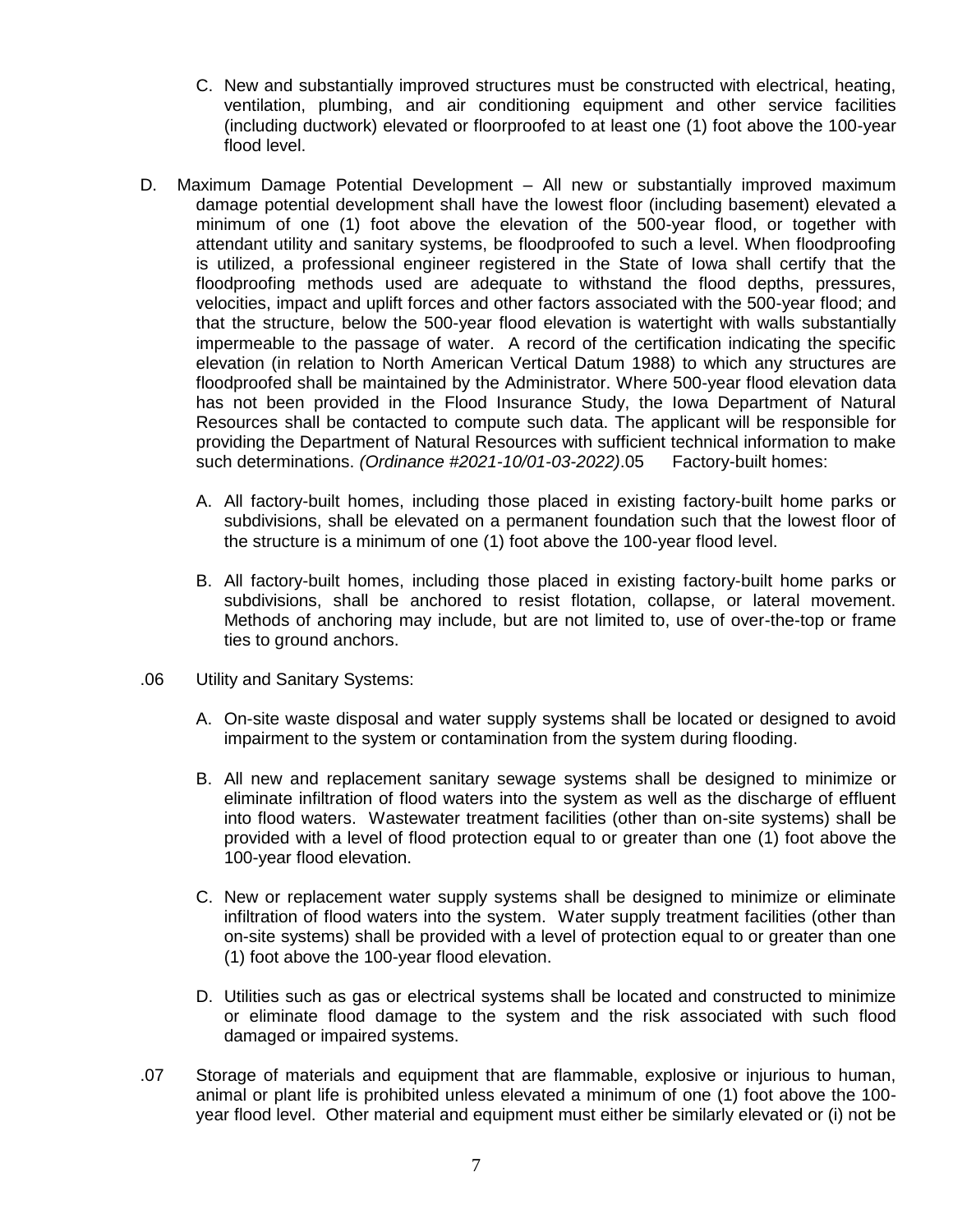C. New and substantially improved structures must be constructed with electrical, heating, ventilation, plumbing, and air conditioning equipment and other service facilities (including ductwork) elevated or floorproofed to at least one (1) foot above the 100-year flood level.

D. Maximum Damage Potential Development – All new or substantially improved maximum damage potential development shall have the lowest floor (including basement) elevated a minimum of one (1) foot above the elevation of the 500-year flood, or together with attendant utility and sanitary systems, be floodproofed to such a level. When floodproofing is utilized, a professional engineer registered in the State of Iowa shall certify that the floodproofing methods used are adequate to withstand the flood depths, pressures, velocities, impact and uplift forces and other factors associated with the 500-year flood; and that the structure, below the 500-year flood elevation is watertight with walls substantially impermeable to the passage of water. A record of the certification indicating the specific elevation (in relation to North American Vertical Datum 1988) to which any structures are floodproofed shall be maintained by the Administrator. Where 500-year flood elevation data has not been provided in the Flood Insurance Study, the Iowa Department of Natural Resources shall be contacted to compute such data. The applicant will be responsible for providing the Department of Natural Resources with sufficient technical information to make such determinations. *(Ordinance #2021-10/01-03-2022)*.05 Factory-built homes:

A. All factory-built homes, including those placed in existing factory-built home parks or subdivisions, shall be elevated on a permanent foundation such that the lowest floor of the structure is a minimum of one (1) foot above the 100-year flood level.

B. All factory-built homes, including those placed in existing factory-built home parks or subdivisions, shall be anchored to resist flotation, collapse, or lateral movement. Methods of anchoring may include, but are not limited to, use of over-the-top or frame ties to ground anchors.

.06 Utility and Sanitary Systems:

A. On-site waste disposal and water supply systems shall be located or designed to avoid impairment to the system or contamination from the system during flooding.

B. All new and replacement sanitary sewage systems shall be designed to minimize or eliminate infiltration of flood waters into the system as well as the discharge of effluent into flood waters. Wastewater treatment facilities (other than on-site systems) shall be provided with a level of flood protection equal to or greater than one (1) foot above the 100-year flood elevation.

C. New or replacement water supply systems shall be designed to minimize or eliminate infiltration of flood waters into the system. Water supply treatment facilities (other than on-site systems) shall be provided with a level of protection equal to or greater than one (1) foot above the 100-year flood elevation.

D. Utilities such as gas or electrical systems shall be located and constructed to minimize or eliminate flood damage to the system and the risk associated with such flood damaged or impaired systems.

.07 Storage of materials and equipment that are flammable, explosive or injurious to human, animal or plant life is prohibited unless elevated a minimum of one (1) foot above the 100-year flood level. Other material and equipment must either be similarly elevated or (i) not be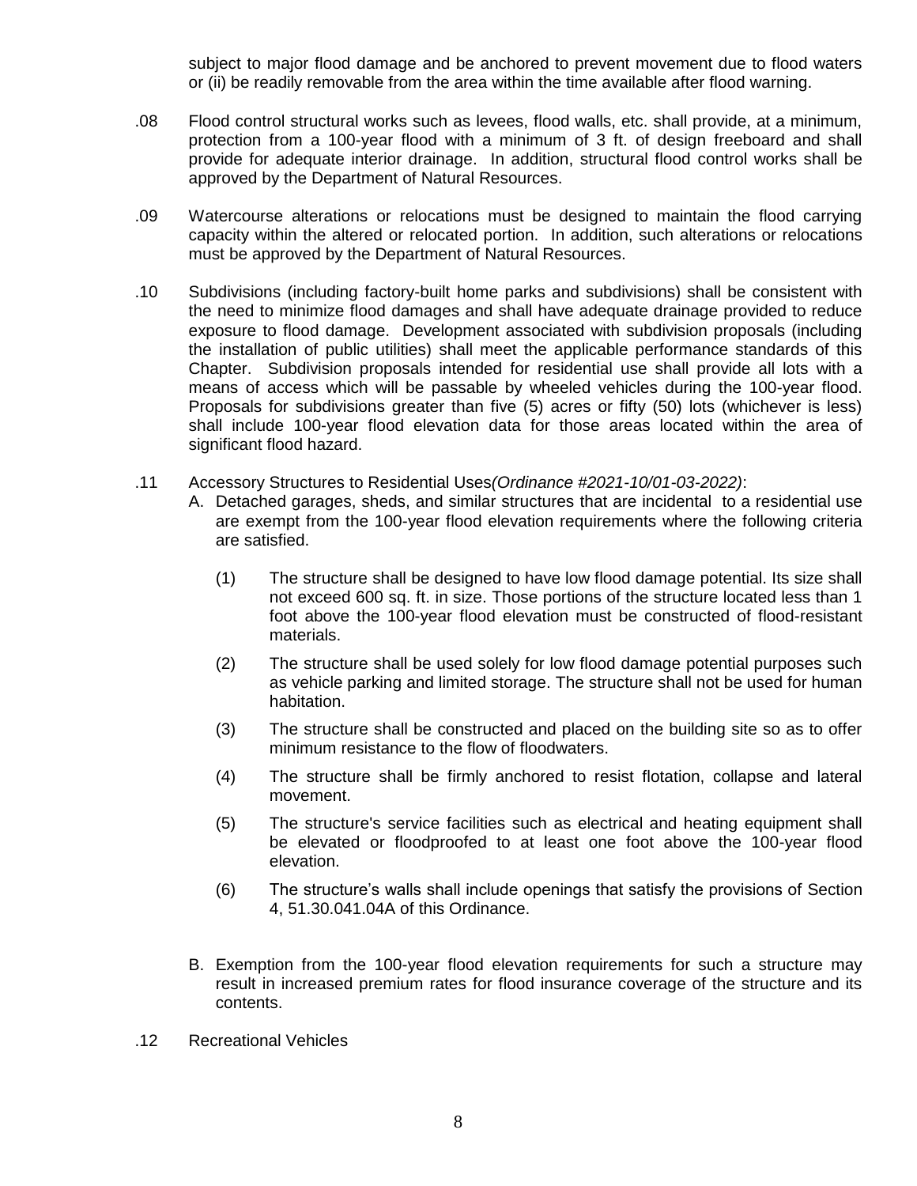subject to major flood damage and be anchored to prevent movement due to flood waters or (ii) be readily removable from the area within the time available after flood warning.

.08 Flood control structural works such as levees, flood walls, etc. shall provide, at a minimum, protection from a 100-year flood with a minimum of 3 ft. of design freeboard and shall provide for adequate interior drainage. In addition, structural flood control works shall be approved by the Department of Natural Resources.

.09 Watercourse alterations or relocations must be designed to maintain the flood carrying capacity within the altered or relocated portion. In addition, such alterations or relocations must be approved by the Department of Natural Resources.

.10 Subdivisions (including factory-built home parks and subdivisions) shall be consistent with the need to minimize flood damages and shall have adequate drainage provided to reduce exposure to flood damage. Development associated with subdivision proposals (including the installation of public utilities) shall meet the applicable performance standards of this Chapter. Subdivision proposals intended for residential use shall provide all lots with a means of access which will be passable by wheeled vehicles during the 100-year flood. Proposals for subdivisions greater than five (5) acres or fifty (50) lots (whichever is less) shall include 100-year flood elevation data for those areas located within the area of significant flood hazard.

.11 Accessory Structures to Residential Uses *(Ordinance #2021-10/01-03-2022)*:

A. Detached garages, sheds, and similar structures that are incidental to a residential use are exempt from the 100-year flood elevation requirements where the following criteria are satisfied.

(1) The structure shall be designed to have low flood damage potential. Its size shall not exceed 600 sq. ft. in size. Those portions of the structure located less than 1 foot above the 100-year flood elevation must be constructed of flood-resistant materials.

(2) The structure shall be used solely for low flood damage potential purposes such as vehicle parking and limited storage. The structure shall not be used for human habitation.

(3) The structure shall be constructed and placed on the building site so as to offer minimum resistance to the flow of floodwaters.

(4) The structure shall be firmly anchored to resist flotation, collapse and lateral movement.

(5) The structure's service facilities such as electrical and heating equipment shall be elevated or floodproofed to at least one foot above the 100-year flood elevation.

(6) The structure's walls shall include openings that satisfy the provisions of Section 4, 51.30.041.04A of this Ordinance.

B. Exemption from the 100-year flood elevation requirements for such a structure may result in increased premium rates for flood insurance coverage of the structure and its contents.

.12 Recreational Vehicles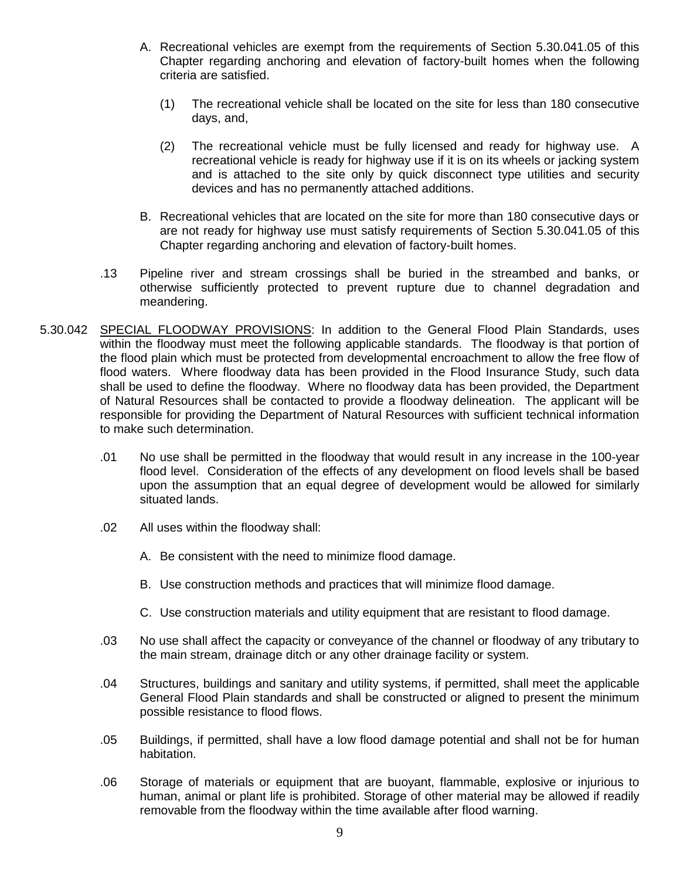A. Recreational vehicles are exempt from the requirements of Section 5.30.041.05 of this Chapter regarding anchoring and elevation of factory-built homes when the following criteria are satisfied.

   (1) The recreational vehicle shall be located on the site for less than 180 consecutive days, and,

   (2) The recreational vehicle must be fully licensed and ready for highway use. A recreational vehicle is ready for highway use if it is on its wheels or jacking system and is attached to the site only by quick disconnect type utilities and security devices and has no permanently attached additions.

B. Recreational vehicles that are located on the site for more than 180 consecutive days or are not ready for highway use must satisfy requirements of Section 5.30.041.05 of this Chapter regarding anchoring and elevation of factory-built homes.

.13 Pipeline river and stream crossings shall be buried in the streambed and banks, or otherwise sufficiently protected to prevent rupture due to channel degradation and meandering.

5.30.042 <u>SPECIAL FLOODWAY PROVISIONS</u>: In addition to the General Flood Plain Standards, uses within the floodway must meet the following applicable standards. The floodway is that portion of the flood plain which must be protected from developmental encroachment to allow the free flow of flood waters. Where floodway data has been provided in the Flood Insurance Study, such data shall be used to define the floodway. Where no floodway data has been provided, the Department of Natural Resources shall be contacted to provide a floodway delineation. The applicant will be responsible for providing the Department of Natural Resources with sufficient technical information to make such determination.

.01 No use shall be permitted in the floodway that would result in any increase in the 100-year flood level. Consideration of the effects of any development on flood levels shall be based upon the assumption that an equal degree of development would be allowed for similarly situated lands.

.02 All uses within the floodway shall:

A. Be consistent with the need to minimize flood damage.

B. Use construction methods and practices that will minimize flood damage.

C. Use construction materials and utility equipment that are resistant to flood damage.

.03 No use shall affect the capacity or conveyance of the channel or floodway of any tributary to the main stream, drainage ditch or any other drainage facility or system.

.04 Structures, buildings and sanitary and utility systems, if permitted, shall meet the applicable General Flood Plain standards and shall be constructed or aligned to present the minimum possible resistance to flood flows.

.05 Buildings, if permitted, shall have a low flood damage potential and shall not be for human habitation.

.06 Storage of materials or equipment that are buoyant, flammable, explosive or injurious to human, animal or plant life is prohibited. Storage of other material may be allowed if readily removable from the floodway within the time available after flood warning.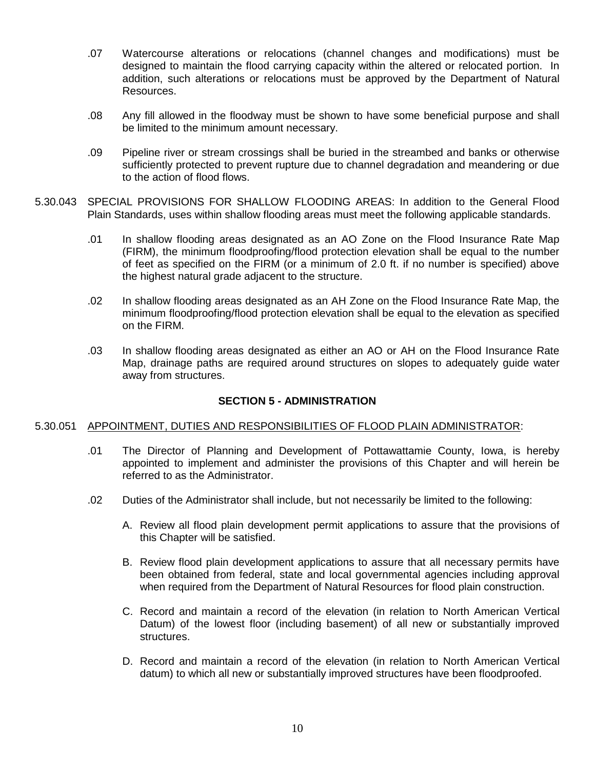.07 Watercourse alterations or relocations (channel changes and modifications) must be designed to maintain the flood carrying capacity within the altered or relocated portion. In addition, such alterations or relocations must be approved by the Department of Natural Resources.

.08 Any fill allowed in the floodway must be shown to have some beneficial purpose and shall be limited to the minimum amount necessary.

.09 Pipeline river or stream crossings shall be buried in the streambed and banks or otherwise sufficiently protected to prevent rupture due to channel degradation and meandering or due to the action of flood flows.

5.30.043 SPECIAL PROVISIONS FOR SHALLOW FLOODING AREAS: In addition to the General Flood Plain Standards, uses within shallow flooding areas must meet the following applicable standards.

.01 In shallow flooding areas designated as an AO Zone on the Flood Insurance Rate Map (FIRM), the minimum floodproofing/flood protection elevation shall be equal to the number of feet as specified on the FIRM (or a minimum of 2.0 ft. if no number is specified) above the highest natural grade adjacent to the structure.

.02 In shallow flooding areas designated as an AH Zone on the Flood Insurance Rate Map, the minimum floodproofing/flood protection elevation shall be equal to the elevation as specified on the FIRM.

.03 In shallow flooding areas designated as either an AO or AH on the Flood Insurance Rate Map, drainage paths are required around structures on slopes to adequately guide water away from structures.

## SECTION 5 - ADMINISTRATION

5.30.051 APPOINTMENT, DUTIES AND RESPONSIBILITIES OF FLOOD PLAIN ADMINISTRATOR:

.01 The Director of Planning and Development of Pottawattamie County, Iowa, is hereby appointed to implement and administer the provisions of this Chapter and will herein be referred to as the Administrator.

.02 Duties of the Administrator shall include, but not necessarily be limited to the following:

A. Review all flood plain development permit applications to assure that the provisions of this Chapter will be satisfied.

B. Review flood plain development applications to assure that all necessary permits have been obtained from federal, state and local governmental agencies including approval when required from the Department of Natural Resources for flood plain construction.

C. Record and maintain a record of the elevation (in relation to North American Vertical Datum) of the lowest floor (including basement) of all new or substantially improved structures.

D. Record and maintain a record of the elevation (in relation to North American Vertical datum) to which all new or substantially improved structures have been floodproofed.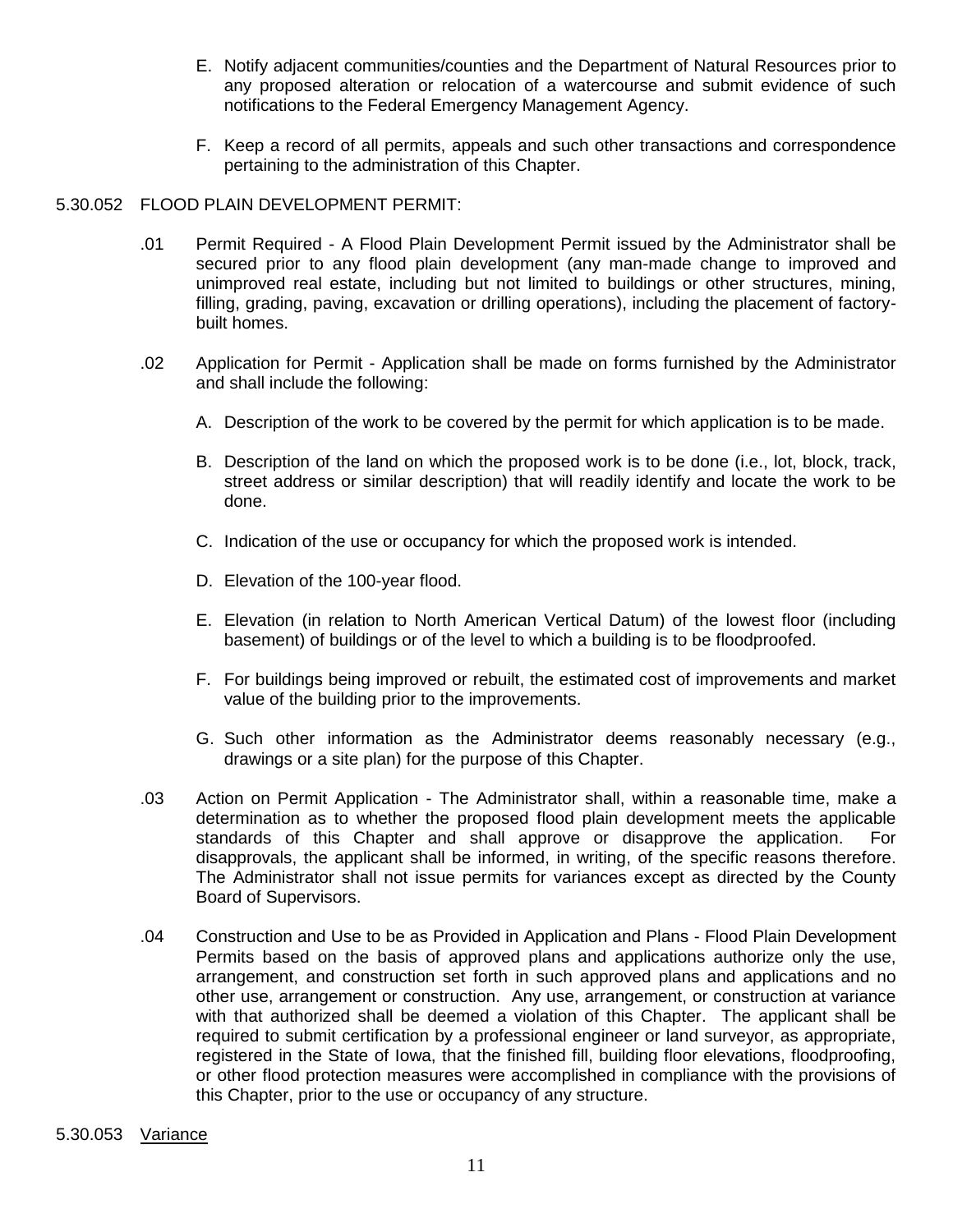E. Notify adjacent communities/counties and the Department of Natural Resources prior to any proposed alteration or relocation of a watercourse and submit evidence of such notifications to the Federal Emergency Management Agency.

F. Keep a record of all permits, appeals and such other transactions and correspondence pertaining to the administration of this Chapter.

5.30.052 FLOOD PLAIN DEVELOPMENT PERMIT:

.01 Permit Required - A Flood Plain Development Permit issued by the Administrator shall be secured prior to any flood plain development (any man-made change to improved and unimproved real estate, including but not limited to buildings or other structures, mining, filling, grading, paving, excavation or drilling operations), including the placement of factory-built homes.

.02 Application for Permit - Application shall be made on forms furnished by the Administrator and shall include the following:

A. Description of the work to be covered by the permit for which application is to be made.

B. Description of the land on which the proposed work is to be done (i.e., lot, block, track, street address or similar description) that will readily identify and locate the work to be done.

C. Indication of the use or occupancy for which the proposed work is intended.

D. Elevation of the 100-year flood.

E. Elevation (in relation to North American Vertical Datum) of the lowest floor (including basement) of buildings or of the level to which a building is to be floodproofed.

F. For buildings being improved or rebuilt, the estimated cost of improvements and market value of the building prior to the improvements.

G. Such other information as the Administrator deems reasonably necessary (e.g., drawings or a site plan) for the purpose of this Chapter.

.03 Action on Permit Application - The Administrator shall, within a reasonable time, make a determination as to whether the proposed flood plain development meets the applicable standards of this Chapter and shall approve or disapprove the application. For disapprovals, the applicant shall be informed, in writing, of the specific reasons therefore. The Administrator shall not issue permits for variances except as directed by the County Board of Supervisors.

.04 Construction and Use to be as Provided in Application and Plans - Flood Plain Development Permits based on the basis of approved plans and applications authorize only the use, arrangement, and construction set forth in such approved plans and applications and no other use, arrangement or construction. Any use, arrangement, or construction at variance with that authorized shall be deemed a violation of this Chapter. The applicant shall be required to submit certification by a professional engineer or land surveyor, as appropriate, registered in the State of Iowa, that the finished fill, building floor elevations, floodproofing, or other flood protection measures were accomplished in compliance with the provisions of this Chapter, prior to the use or occupancy of any structure.

5.30.053 Variance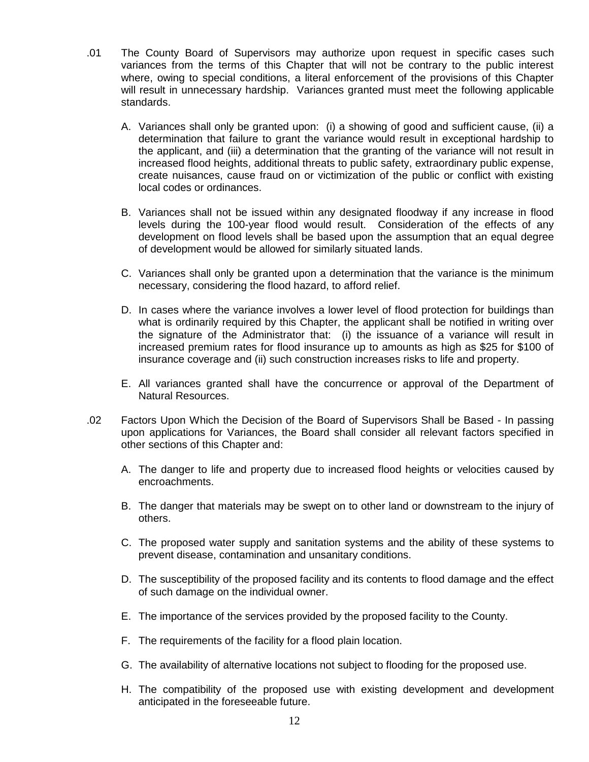.01 The County Board of Supervisors may authorize upon request in specific cases such variances from the terms of this Chapter that will not be contrary to the public interest where, owing to special conditions, a literal enforcement of the provisions of this Chapter will result in unnecessary hardship. Variances granted must meet the following applicable standards.

A. Variances shall only be granted upon: (i) a showing of good and sufficient cause, (ii) a determination that failure to grant the variance would result in exceptional hardship to the applicant, and (iii) a determination that the granting of the variance will not result in increased flood heights, additional threats to public safety, extraordinary public expense, create nuisances, cause fraud on or victimization of the public or conflict with existing local codes or ordinances.

B. Variances shall not be issued within any designated floodway if any increase in flood levels during the 100-year flood would result. Consideration of the effects of any development on flood levels shall be based upon the assumption that an equal degree of development would be allowed for similarly situated lands.

C. Variances shall only be granted upon a determination that the variance is the minimum necessary, considering the flood hazard, to afford relief.

D. In cases where the variance involves a lower level of flood protection for buildings than what is ordinarily required by this Chapter, the applicant shall be notified in writing over the signature of the Administrator that: (i) the issuance of a variance will result in increased premium rates for flood insurance up to amounts as high as $25 for $100 of insurance coverage and (ii) such construction increases risks to life and property.

E. All variances granted shall have the concurrence or approval of the Department of Natural Resources.

.02 Factors Upon Which the Decision of the Board of Supervisors Shall be Based - In passing upon applications for Variances, the Board shall consider all relevant factors specified in other sections of this Chapter and:

A. The danger to life and property due to increased flood heights or velocities caused by encroachments.

B. The danger that materials may be swept on to other land or downstream to the injury of others.

C. The proposed water supply and sanitation systems and the ability of these systems to prevent disease, contamination and unsanitary conditions.

D. The susceptibility of the proposed facility and its contents to flood damage and the effect of such damage on the individual owner.

E. The importance of the services provided by the proposed facility to the County.

F. The requirements of the facility for a flood plain location.

G. The availability of alternative locations not subject to flooding for the proposed use.

H. The compatibility of the proposed use with existing development and development anticipated in the foreseeable future.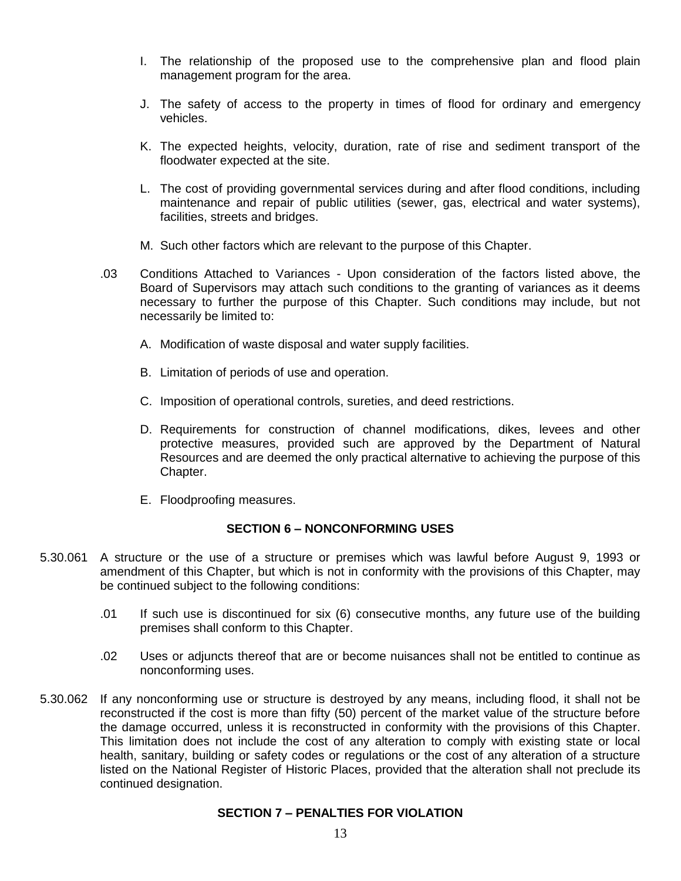I. The relationship of the proposed use to the comprehensive plan and flood plain management program for the area.

J. The safety of access to the property in times of flood for ordinary and emergency vehicles.

K. The expected heights, velocity, duration, rate of rise and sediment transport of the floodwater expected at the site.

L. The cost of providing governmental services during and after flood conditions, including maintenance and repair of public utilities (sewer, gas, electrical and water systems), facilities, streets and bridges.

M. Such other factors which are relevant to the purpose of this Chapter.

.03 Conditions Attached to Variances - Upon consideration of the factors listed above, the Board of Supervisors may attach such conditions to the granting of variances as it deems necessary to further the purpose of this Chapter. Such conditions may include, but not necessarily be limited to:

A. Modification of waste disposal and water supply facilities.

B. Limitation of periods of use and operation.

C. Imposition of operational controls, sureties, and deed restrictions.

D. Requirements for construction of channel modifications, dikes, levees and other protective measures, provided such are approved by the Department of Natural Resources and are deemed the only practical alternative to achieving the purpose of this Chapter.

E. Floodproofing measures.

## SECTION 6 – NONCONFORMING USES

5.30.061 A structure or the use of a structure or premises which was lawful before August 9, 1993 or amendment of this Chapter, but which is not in conformity with the provisions of this Chapter, may be continued subject to the following conditions:

.01 If such use is discontinued for six (6) consecutive months, any future use of the building premises shall conform to this Chapter.

.02 Uses or adjuncts thereof that are or become nuisances shall not be entitled to continue as nonconforming uses.

5.30.062 If any nonconforming use or structure is destroyed by any means, including flood, it shall not be reconstructed if the cost is more than fifty (50) percent of the market value of the structure before the damage occurred, unless it is reconstructed in conformity with the provisions of this Chapter. This limitation does not include the cost of any alteration to comply with existing state or local health, sanitary, building or safety codes or regulations or the cost of any alteration of a structure listed on the National Register of Historic Places, provided that the alteration shall not preclude its continued designation.

## SECTION 7 – PENALTIES FOR VIOLATION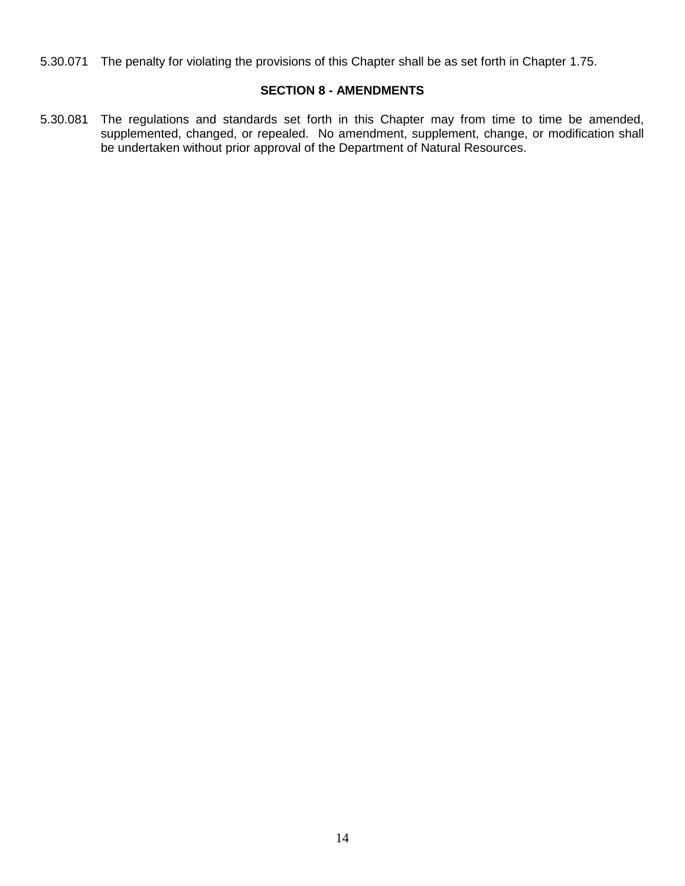5.30.071 The penalty for violating the provisions of this Chapter shall be as set forth in Chapter 1.75.

## SECTION 8 - AMENDMENTS

5.30.081 The regulations and standards set forth in this Chapter may from time to time be amended, supplemented, changed, or repealed. No amendment, supplement, change, or modification shall be undertaken without prior approval of the Department of Natural Resources.